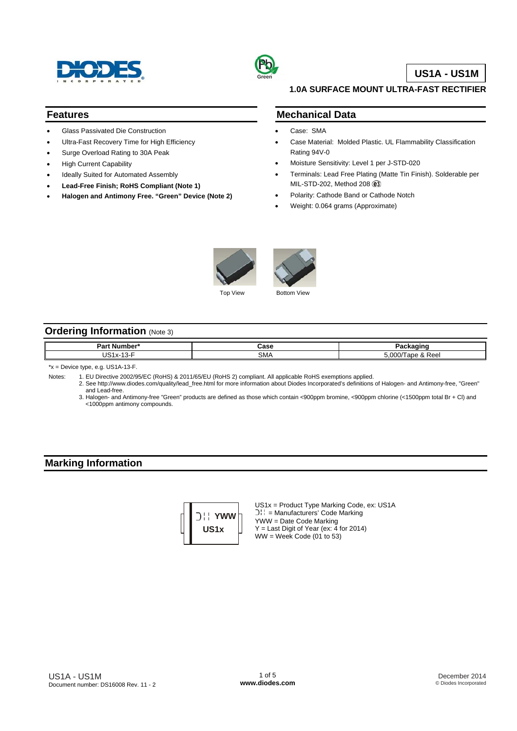# US1A - US1M

## 1.0A SURFACE MOUNT ULTRA-FAST RECTIFIER

## Features

- Glass Passivated Die Construction
- Ultra-Fast Recovery Time for High Efficiency
- Surge Overload Rating to 30A Peak
- High Current Capability
- Ideally Suited for Automated Assembly
- **Lead-Free Finish; RoHS Compliant (Note 1)**
- **Halogen and Antimony Free. "Green" Device (Note 2)**

## Mechanical Data

- Case: SMA
- Case Material: Molded Plastic. UL Flammability Classification Rating 94V-0
- Moisture Sensitivity: Level 1 per J-STD-020
- Terminals: Lead Free Plating (Matte Tin Finish). Solderable per MIL-STD-202, Method 208 (e3)
- Polarity: Cathode Band or Cathode Notch
- Weight: 0.064 grams (Approximate)

Top View

Bottom View

## Ordering Information (Note 3)

| Part Number* | Case | Packaging |
|---|---|---|
| US1x-13-F | SMA | 5,000/Tape & Reel |

*x = Device type, e.g. US1A-13-F.

Notes:
1. EU Directive 2002/95/EC (RoHS) & 2011/65/EU (RoHS 2) compliant. All applicable RoHS exemptions applied.
2. See http://www.diodes.com/quality/lead_free.html for more information about Diodes Incorporated's definitions of Halogen- and Antimony-free, "Green" and Lead-free.
3. Halogen- and Antimony-free "Green" products are defined as those which contain <900ppm bromine, <900ppm chlorine (<1500ppm total Br + Cl) and <1000ppm antimony compounds.

## Marking Information

YWW
US1x

US1x = Product Type Marking Code, ex: US1A
= Manufacturers' Code Marking
YWW = Date Code Marking
Y = Last Digit of Year (ex: 4 for 2014)
WW = Week Code (01 to 53)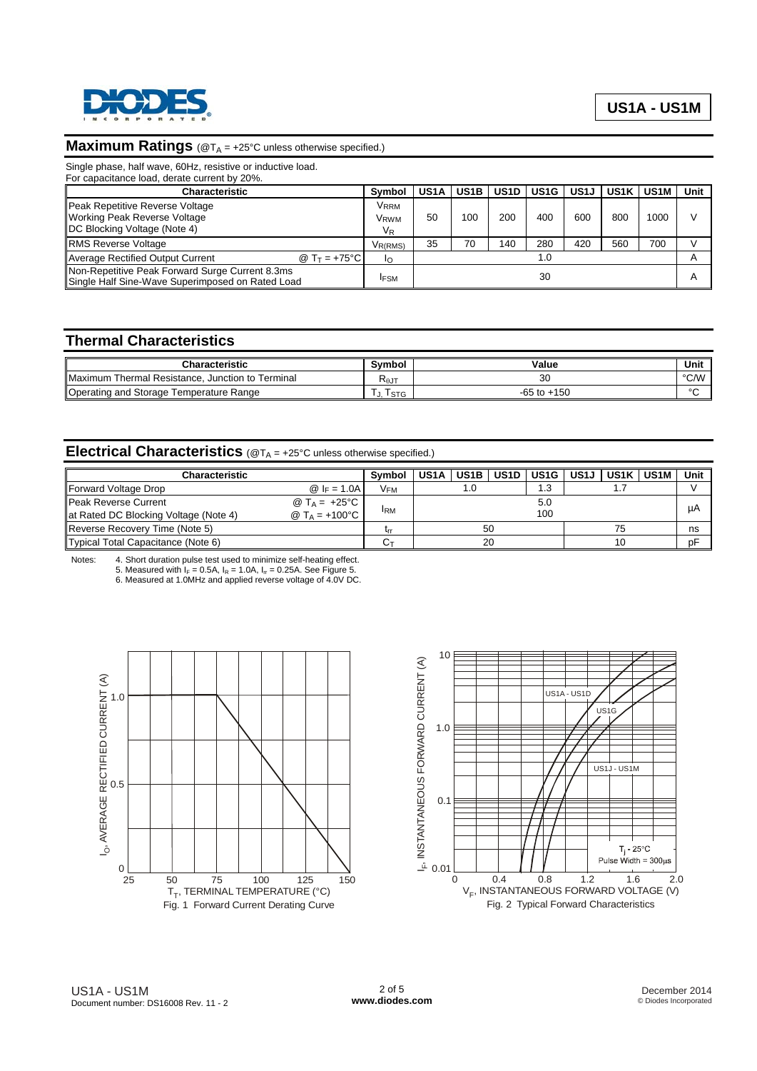## Maximum Ratings (@$T_A$ = +25°C unless otherwise specified.)

Single phase, half wave, 60Hz, resistive or inductive load.
For capacitance load, derate current by 20%.

| Characteristic | Symbol | US1A | US1B | US1D | US1G | US1J | US1K | US1M | Unit |
|---|---|---|---|---|---|---|---|---|---|
| Peak Repetitive Reverse Voltage<br>Working Peak Reverse Voltage<br>DC Blocking Voltage (Note 4) | $V_{RRM}$<br>$V_{RWM}$<br>$V_R$ | 50 | 100 | 200 | 400 | 600 | 800 | 1000 | V |
| RMS Reverse Voltage | $V_{R(RMS)}$ | 35 | 70 | 140 | 280 | 420 | 560 | 700 | V |
| Average Rectified Output Current @ $T_T$ = +75°C | $I_O$ | 1.0 | | | | | | | A |
| Non-Repetitive Peak Forward Surge Current 8.3ms Single Half Sine-Wave Superimposed on Rated Load | $I_{FSM}$ | 30 | | | | | | | A |

## Thermal Characteristics

| Characteristic | Symbol | Value | Unit |
|---|---|---|---|
| Maximum Thermal Resistance, Junction to Terminal | $R_{\theta JT}$ | 30 | °C/W |
| Operating and Storage Temperature Range | $T_J, T_{STG}$ | -65 to +150 | °C |

## Electrical Characteristics (@$T_A$ = +25°C unless otherwise specified.)

| Characteristic | | Symbol | US1A | US1B | US1D | US1G | US1J | US1K | US1M | Unit |
|---|---|---|---|---|---|---|---|---|---|---|
| Forward Voltage Drop | @ $I_F$ = 1.0A | $V_{FM}$ | 1.0 | | | 1.3 | 1.7 | | | V |
| Peak Reverse Current<br>at Rated DC Blocking Voltage (Note 4) | @ $T_A$ = +25°C<br>@ $T_A$ = +100°C | $I_{RM}$ | 5.0<br>100 | | | | | | | µA |
| Reverse Recovery Time (Note 5) | | $t_{rr}$ | 50 | | | | 75 | | | ns |
| Typical Total Capacitance (Note 6) | | $C_T$ | 20 | | | | 10 | | | pF |

Notes:
4. Short duration pulse test used to minimize self-heating effect.
5. Measured with $I_F$ = 0.5A, $I_R$ = 1.0A, $I_{rr}$ = 0.25A. See Figure 5.
6. Measured at 1.0MHz and applied reverse voltage of 4.0V DC.

Fig. 1 Forward Current Derating Curve

Fig. 2 Typical Forward Characteristics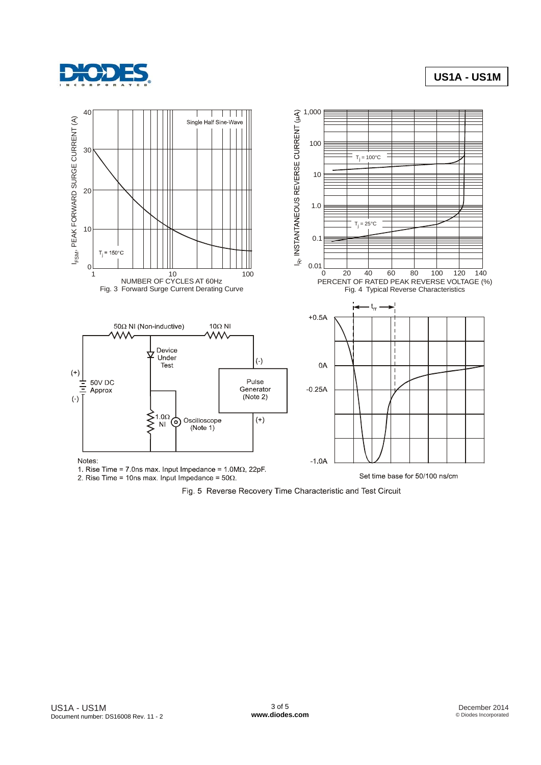Fig. 3 Forward Surge Current Derating Curve

Fig. 4 Typical Reverse Characteristics

Notes:
1. Rise Time = 7.0ns max. Input Impedance = 1.0MΩ, 22pF.
2. Rise Time = 10ns max. Input Impedance = 50Ω.

Set time base for 50/100 ns/cm

Fig. 5 Reverse Recovery Time Characteristic and Test Circuit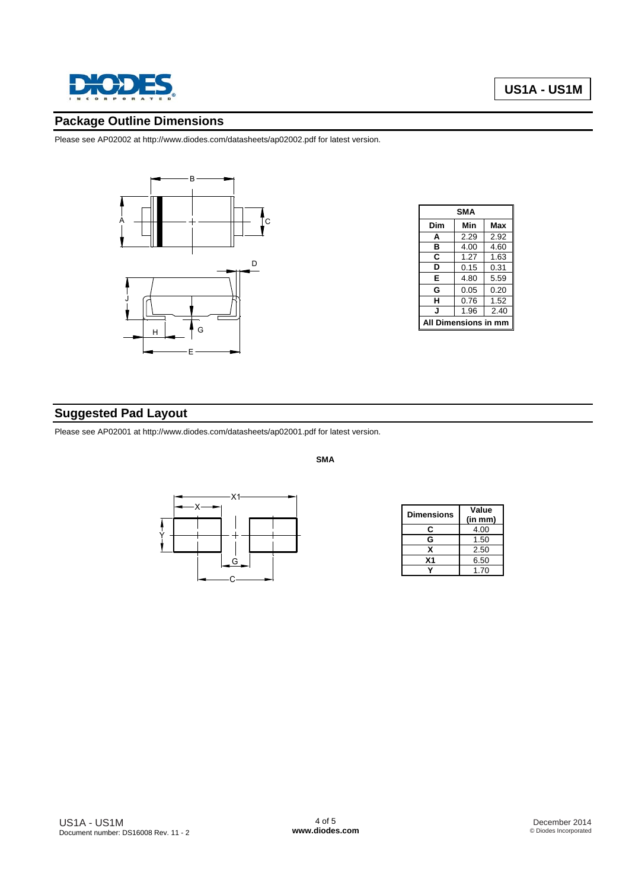## Package Outline Dimensions

Please see AP02002 at http://www.diodes.com/datasheets/ap02002.pdf for latest version.

| SMA | | |
|---|---|---|
| **Dim** | **Min** | **Max** |
| **A** | 2.29 | 2.92 |
| **B** | 4.00 | 4.60 |
| **C** | 1.27 | 1.63 |
| **D** | 0.15 | 0.31 |
| **E** | 4.80 | 5.59 |
| **G** | 0.05 | 0.20 |
| **H** | 0.76 | 1.52 |
| **J** | 1.96 | 2.40 |
| **All Dimensions in mm** | | |

## Suggested Pad Layout

Please see AP02001 at http://www.diodes.com/datasheets/ap02001.pdf for latest version.

**SMA**

| Dimensions | Value (in mm) |
|---|---|
| **C** | 4.00 |
| **G** | 1.50 |
| **X** | 2.50 |
| **X1** | 6.50 |
| **Y** | 1.70 |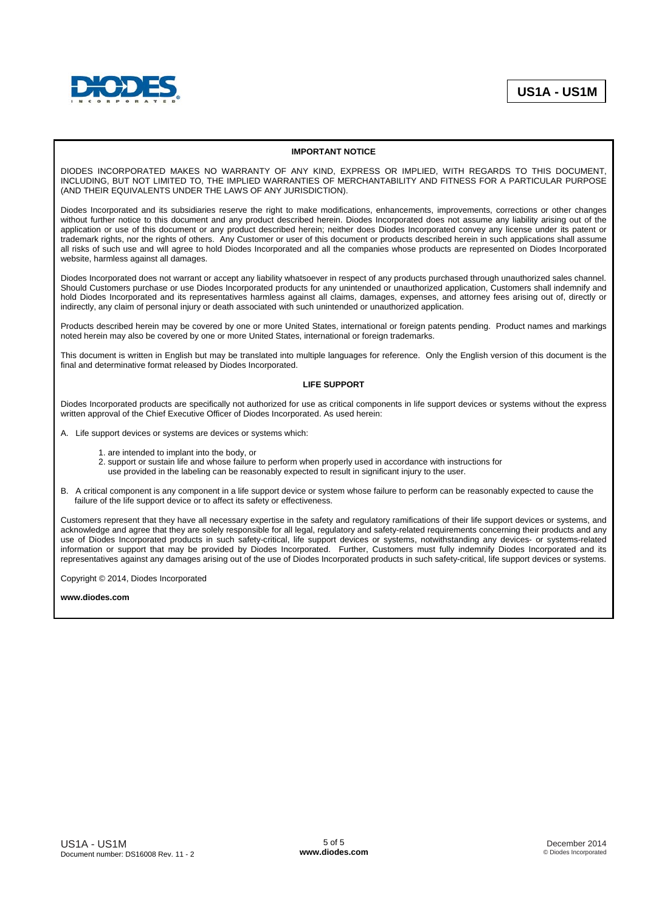## IMPORTANT NOTICE

DIODES INCORPORATED MAKES NO WARRANTY OF ANY KIND, EXPRESS OR IMPLIED, WITH REGARDS TO THIS DOCUMENT, INCLUDING, BUT NOT LIMITED TO, THE IMPLIED WARRANTIES OF MERCHANTABILITY AND FITNESS FOR A PARTICULAR PURPOSE (AND THEIR EQUIVALENTS UNDER THE LAWS OF ANY JURISDICTION).

Diodes Incorporated and its subsidiaries reserve the right to make modifications, enhancements, improvements, corrections or other changes without further notice to this document and any product described herein. Diodes Incorporated does not assume any liability arising out of the application or use of this document or any product described herein; neither does Diodes Incorporated convey any license under its patent or trademark rights, nor the rights of others. Any Customer or user of this document or products described herein in such applications shall assume all risks of such use and will agree to hold Diodes Incorporated and all the companies whose products are represented on Diodes Incorporated website, harmless against all damages.

Diodes Incorporated does not warrant or accept any liability whatsoever in respect of any products purchased through unauthorized sales channel. Should Customers purchase or use Diodes Incorporated products for any unintended or unauthorized application, Customers shall indemnify and hold Diodes Incorporated and its representatives harmless against all claims, damages, expenses, and attorney fees arising out of, directly or indirectly, any claim of personal injury or death associated with such unintended or unauthorized application.

Products described herein may be covered by one or more United States, international or foreign patents pending. Product names and markings noted herein may also be covered by one or more United States, international or foreign trademarks.

This document is written in English but may be translated into multiple languages for reference. Only the English version of this document is the final and determinative format released by Diodes Incorporated.

## LIFE SUPPORT

Diodes Incorporated products are specifically not authorized for use as critical components in life support devices or systems without the express written approval of the Chief Executive Officer of Diodes Incorporated. As used herein:

A. Life support devices or systems are devices or systems which:

1. are intended to implant into the body, or
2. support or sustain life and whose failure to perform when properly used in accordance with instructions for use provided in the labeling can be reasonably expected to result in significant injury to the user.

B. A critical component is any component in a life support device or system whose failure to perform can be reasonably expected to cause the failure of the life support device or to affect its safety or effectiveness.

Customers represent that they have all necessary expertise in the safety and regulatory ramifications of their life support devices or systems, and acknowledge and agree that they are solely responsible for all legal, regulatory and safety-related requirements concerning their products and any use of Diodes Incorporated products in such safety-critical, life support devices or systems, notwithstanding any devices- or systems-related information or support that may be provided by Diodes Incorporated. Further, Customers must fully indemnify Diodes Incorporated and its representatives against any damages arising out of the use of Diodes Incorporated products in such safety-critical, life support devices or systems.

Copyright © 2014, Diodes Incorporated

**www.diodes.com**